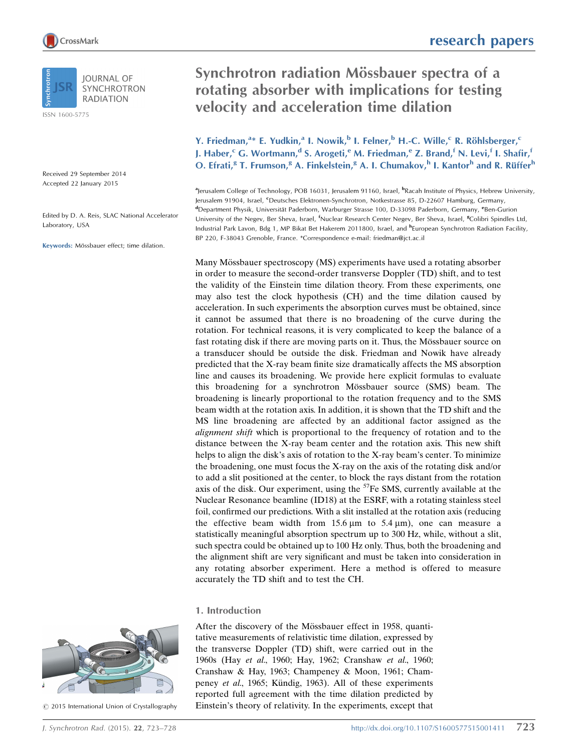# Synchrotron radiation Mössbauer spectra of a rotating absorber with implications for testing velocity and acceleration time dilation

Y. Friedman,[a]* E. Yudkin,[a] I. Nowik,[b] I. Felner,[b] H.-C. Wille,[c] R. Röhlsberger,[c] J. Haber,[c] G. Wortmann,[d] S. Arogeti,[e] M. Friedman,[e] Z. Brand,[f] N. Levi,[f] I. Shafir,[f] O. Efrati,[g] T. Frumson,[g] A. Finkelstein,[g] A. I. Chumakov,[h] I. Kantor[h] and R. Rüffer[h]

[a]Jerusalem College of Technology, POB 16031, Jerusalem 91160, Israel, [b]Racah Institute of Physics, Hebrew University, Jerusalem 91904, Israel, [c]Deutsches Elektronen-Synchrotron, Notkestrasse 85, D-22607 Hamburg, Germany, [d]Department Physik, Universität Paderborn, Warburger Strasse 100, D-33098 Paderborn, Germany, [e]Ben-Gurion University of the Negev, Ber Sheva, Israel, [f]Nuclear Research Center Negev, Ber Sheva, Israel, [g]Colibri Spindles Ltd, Industrial Park Lavon, Bdg 1, MP Bikat Bet Hakerem 2011800, Israel, and [h]European Synchrotron Radiation Facility, BP 220, F-38043 Grenoble, France. *Correspondence e-mail: friedman@jct.ac.il

Received 29 September 2014
Accepted 22 January 2015

Edited by D. A. Reis, SLAC National Accelerator Laboratory, USA

**Keywords:** Mössbauer effect; time dilation.

© 2015 International Union of Crystallography

Many Mössbauer spectroscopy (MS) experiments have used a rotating absorber in order to measure the second-order transverse Doppler (TD) shift, and to test the validity of the Einstein time dilation theory. From these experiments, one may also test the clock hypothesis (CH) and the time dilation caused by acceleration. In such experiments the absorption curves must be obtained, since it cannot be assumed that there is no broadening of the curve during the rotation. For technical reasons, it is very complicated to keep the balance of a fast rotating disk if there are moving parts on it. Thus, the Mössbauer source on a transducer should be outside the disk. Friedman and Nowik have already predicted that the X-ray beam finite size dramatically affects the MS absorption line and causes its broadening. We provide here explicit formulas to evaluate this broadening for a synchrotron Mössbauer source (SMS) beam. The broadening is linearly proportional to the rotation frequency and to the SMS beam width at the rotation axis. In addition, it is shown that the TD shift and the MS line broadening are affected by an additional factor assigned as the *alignment shift* which is proportional to the frequency of rotation and to the distance between the X-ray beam center and the rotation axis. This new shift helps to align the disk's axis of rotation to the X-ray beam's center. To minimize the broadening, one must focus the X-ray on the axis of the rotating disk and/or to add a slit positioned at the center, to block the rays distant from the rotation axis of the disk. Our experiment, using the $^{57}$Fe SMS, currently available at the Nuclear Resonance beamline (ID18) at the ESRF, with a rotating stainless steel foil, confirmed our predictions. With a slit installed at the rotation axis (reducing the effective beam width from 15.6 μm to 5.4 μm), one can measure a statistically meaningful absorption spectrum up to 300 Hz, while, without a slit, such spectra could be obtained up to 100 Hz only. Thus, both the broadening and the alignment shift are very significant and must be taken into consideration in any rotating absorber experiment. Here a method is offered to measure accurately the TD shift and to test the CH.

## 1. Introduction

After the discovery of the Mössbauer effect in 1958, quantitative measurements of relativistic time dilation, expressed by the transverse Doppler (TD) shift, were carried out in the 1960s (Hay *et al.*, 1960; Hay, 1962; Cranshaw *et al.*, 1960; Cranshaw & Hay, 1963; Champeney & Moon, 1961; Champeney *et al.*, 1965; Kündig, 1963). All of these experiments reported full agreement with the time dilation predicted by Einstein's theory of relativity. In the experiments, except that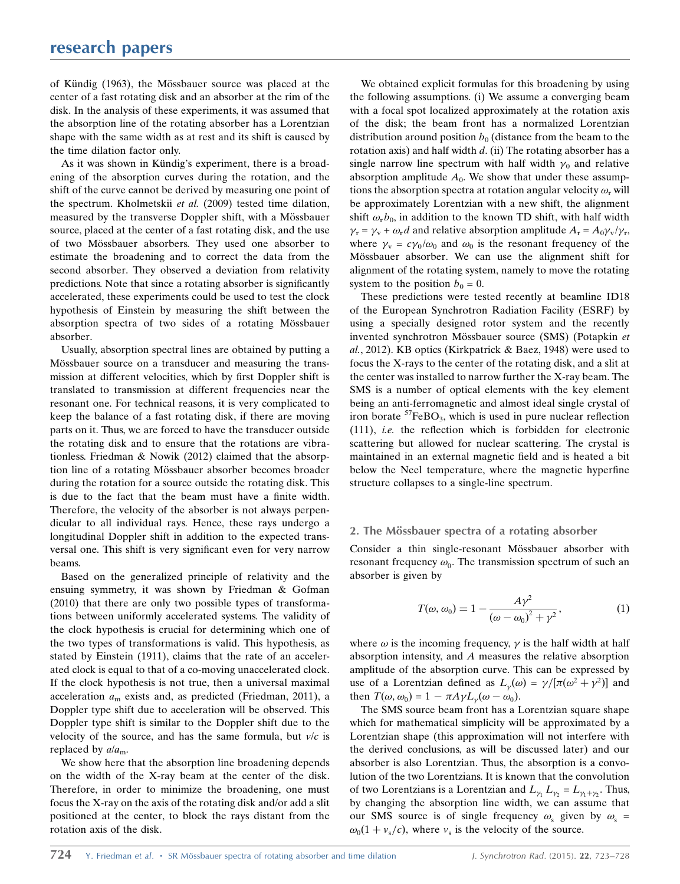of Kündig (1963), the Mössbauer source was placed at the center of a fast rotating disk and an absorber at the rim of the disk. In the analysis of these experiments, it was assumed that the absorption line of the rotating absorber has a Lorentzian shape with the same width as at rest and its shift is caused by the time dilation factor only.

As it was shown in Kündig's experiment, there is a broadening of the absorption curves during the rotation, and the shift of the curve cannot be derived by measuring one point of the spectrum. Kholmetskii *et al.* (2009) tested time dilation, measured by the transverse Doppler shift, with a Mössbauer source, placed at the center of a fast rotating disk, and the use of two Mössbauer absorbers. They used one absorber to estimate the broadening and to correct the data from the second absorber. They observed a deviation from relativity predictions. Note that since a rotating absorber is significantly accelerated, these experiments could be used to test the clock hypothesis of Einstein by measuring the shift between the absorption spectra of two sides of a rotating Mössbauer absorber.

Usually, absorption spectral lines are obtained by putting a Mössbauer source on a transducer and measuring the transmission at different velocities, which by first Doppler shift is translated to transmission at different frequencies near the resonant one. For technical reasons, it is very complicated to keep the balance of a fast rotating disk, if there are moving parts on it. Thus, we are forced to have the transducer outside the rotating disk and to ensure that the rotations are vibrationless. Friedman & Nowik (2012) claimed that the absorption line of a rotating Mössbauer absorber becomes broader during the rotation for a source outside the rotating disk. This is due to the fact that the beam must have a finite width. Therefore, the velocity of the absorber is not always perpendicular to all individual rays. Hence, these rays undergo a longitudinal Doppler shift in addition to the expected transversal one. This shift is very significant even for very narrow beams.

Based on the generalized principle of relativity and the ensuing symmetry, it was shown by Friedman & Gofman (2010) that there are only two possible types of transformations between uniformly accelerated systems. The validity of the clock hypothesis is crucial for determining which one of the two types of transformations is valid. This hypothesis, as stated by Einstein (1911), claims that the rate of an accelerated clock is equal to that of a co-moving unaccelerated clock. If the clock hypothesis is not true, then a universal maximal acceleration $a_m$ exists and, as predicted (Friedman, 2011), a Doppler type shift due to acceleration will be observed. This Doppler type shift is similar to the Doppler shift due to the velocity of the source, and has the same formula, but $v/c$ is replaced by $a/a_m$.

We show here that the absorption line broadening depends on the width of the X-ray beam at the center of the disk. Therefore, in order to minimize the broadening, one must focus the X-ray on the axis of the rotating disk and/or add a slit positioned at the center, to block the rays distant from the rotation axis of the disk.

We obtained explicit formulas for this broadening by using the following assumptions. (i) We assume a converging beam with a focal spot localized approximately at the rotation axis of the disk; the beam front has a normalized Lorentzian distribution around position $b_0$ (distance from the beam to the rotation axis) and half width $d$. (ii) The rotating absorber has a single narrow line spectrum with half width $\gamma_0$ and relative absorption amplitude $A_0$. We show that under these assumptions the absorption spectra at rotation angular velocity $\omega_r$ will be approximately Lorentzian with a new shift, the alignment shift $\omega_r b_0$, in addition to the known TD shift, with half width $\gamma_r = \gamma_v + \omega_r d$ and relative absorption amplitude $A_r = A_0\gamma_v/\gamma_r$, where $\gamma_v = c\gamma_0/\omega_0$ and $\omega_0$ is the resonant frequency of the Mössbauer absorber. We can use the alignment shift for alignment of the rotating system, namely to move the rotating system to the position $b_0 = 0$.

These predictions were tested recently at beamline ID18 of the European Synchrotron Radiation Facility (ESRF) by using a specially designed rotor system and the recently invented synchrotron Mössbauer source (SMS) (Potapkin *et al.*, 2012). KB optics (Kirkpatrick & Baez, 1948) were used to focus the X-rays to the center of the rotating disk, and a slit at the center was installed to narrow further the X-ray beam. The SMS is a number of optical elements with the key element being an anti-ferromagnetic and almost ideal single crystal of iron borate $^{57}FeBO_3$, which is used in pure nuclear reflection (111), *i.e.* the reflection which is forbidden for electronic scattering but allowed for nuclear scattering. The crystal is maintained in an external magnetic field and is heated a bit below the Neel temperature, where the magnetic hyperfine structure collapses to a single-line spectrum.

## 2. The Mössbauer spectra of a rotating absorber

Consider a thin single-resonant Mössbauer absorber with resonant frequency $\omega_0$. The transmission spectrum of such an absorber is given by

$$T(\omega, \omega_0) = 1 - \frac{A\gamma^2}{(\omega - \omega_0)^2 + \gamma^2}, \tag{1}$$

where $\omega$ is the incoming frequency, $\gamma$ is the half width at half absorption intensity, and $A$ measures the relative absorption amplitude of the absorption curve. This can be expressed by use of a Lorentzian defined as $L_\gamma(\omega) = \gamma/[\pi(\omega^2 + \gamma^2)]$ and then $T(\omega, \omega_0) = 1 - \pi A\gamma L_\gamma(\omega - \omega_0)$.

The SMS source beam front has a Lorentzian square shape which for mathematical simplicity will be approximated by a Lorentzian shape (this approximation will not interfere with the derived conclusions, as will be discussed later) and our absorber is also Lorentzian. Thus, the absorption is a convolution of the two Lorentzians. It is known that the convolution of two Lorentzians is a Lorentzian and $L_{\gamma_1} L_{\gamma_2} = L_{\gamma_1+\gamma_2}$. Thus, by changing the absorption line width, we can assume that our SMS source is of single frequency $\omega_s$ given by $\omega_s = \omega_0(1 + v_s/c)$, where $v_s$ is the velocity of the source.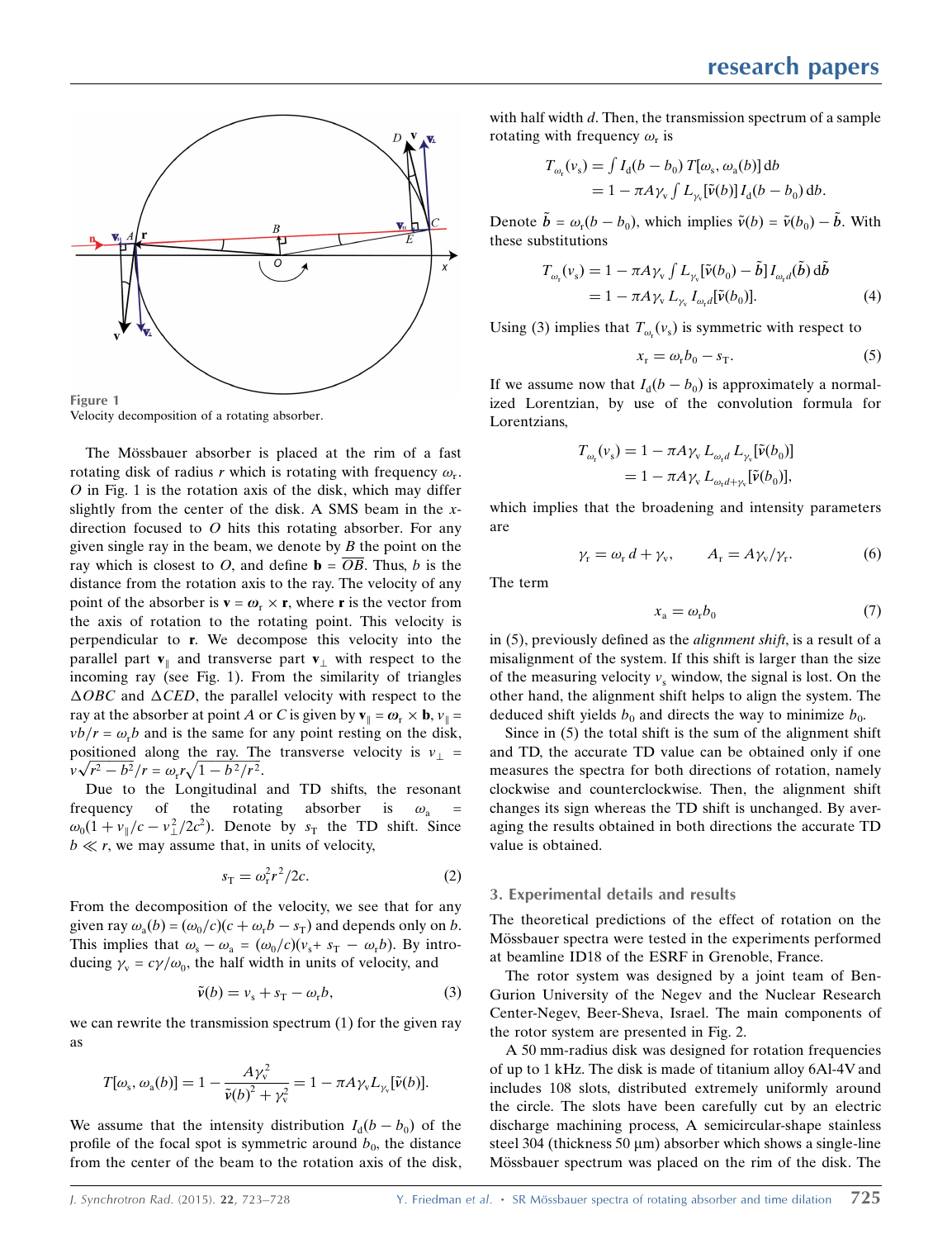Figure 1
Velocity decomposition of a rotating absorber.

The Mössbauer absorber is placed at the rim of a fast rotating disk of radius $r$ which is rotating with frequency $\omega_r$. $O$ in Fig. 1 is the rotation axis of the disk, which may differ slightly from the center of the disk. A SMS beam in the $x$-direction focused to $O$ hits this rotating absorber. For any given single ray in the beam, we denote by $B$ the point on the ray which is closest to $O$, and define $\mathbf{b} = \overline{OB}$. Thus, $b$ is the distance from the rotation axis to the ray. The velocity of any point of the absorber is $\mathbf{v} = \boldsymbol{\omega}_r \times \mathbf{r}$, where $\mathbf{r}$ is the vector from the axis of rotation to the rotating point. This velocity is perpendicular to $\mathbf{r}$. We decompose this velocity into the parallel part $\mathbf{v}_\parallel$ and transverse part $\mathbf{v}_\perp$ with respect to the incoming ray (see Fig. 1). From the similarity of triangles $\Delta OBC$ and $\Delta CED$, the parallel velocity with respect to the ray at the absorber at point $A$ or $C$ is given by $\mathbf{v}_\parallel = \boldsymbol{\omega}_r \times \mathbf{b}$, $v_\parallel = vb/r = \omega_r b$ and is the same for any point resting on the disk, positioned along the ray. The transverse velocity is $v_\perp = v\sqrt{r^2 - b^2}/r = \omega_r r \sqrt{1 - b^2/r^2}$.

Due to the Longitudinal and TD shifts, the resonant frequency of the rotating absorber is $\omega_a = \omega_0(1 + v_\parallel/c - v_\perp^2/2c^2)$. Denote by $s_T$ the TD shift. Since $b \ll r$, we may assume that, in units of velocity,

$$s_T = \omega_r^2 r^2 / 2c. \tag{2}$$

From the decomposition of the velocity, we see that for any given ray $\omega_a(b) = (\omega_0/c)(c + \omega_r b - s_T)$ and depends only on $b$. This implies that $\omega_s - \omega_a = (\omega_0/c)(v_s + s_T - \omega_r b)$. By introducing $\gamma_v = c\gamma/\omega_0$, the half width in units of velocity, and

$$\tilde{\nu}(b) = v_s + s_T - \omega_r b, \tag{3}$$

we can rewrite the transmission spectrum (1) for the given ray as

$$T[\omega_s, \omega_a(b)] = 1 - \frac{A\gamma_v^2}{\tilde{\nu}(b)^2 + \gamma_v^2} = 1 - \pi A \gamma_v L_{\gamma_v}[\tilde{\nu}(b)].$$

We assume that the intensity distribution $I_d(b - b_0)$ of the profile of the focal spot is symmetric around $b_0$, the distance from the center of the beam to the rotation axis of the disk, with half width $d$. Then, the transmission spectrum of a sample rotating with frequency $\omega_r$ is

$$\begin{aligned} T_{\omega_r}(v_s) &= \int I_d(b - b_0)\, T[\omega_s, \omega_a(b)]\, \mathrm{d}b \\ &= 1 - \pi A \gamma_v \int L_{\gamma_v}[\tilde{\nu}(b)]\, I_d(b - b_0)\, \mathrm{d}b. \end{aligned}$$

Denote $\tilde{b} = \omega_r(b - b_0)$, which implies $\tilde{\nu}(b) = \tilde{\nu}(b_0) - \tilde{b}$. With these substitutions

$$\begin{aligned} T_{\omega_r}(v_s) &= 1 - \pi A \gamma_v \int L_{\gamma_v}[\tilde{\nu}(b_0) - \tilde{b}]\, I_{\omega_r d}(\tilde{b})\, \mathrm{d}\tilde{b} \\ &= 1 - \pi A \gamma_v\, L_{\gamma_v}\, I_{\omega_r d}[\tilde{\nu}(b_0)]. \end{aligned} \tag{4}$$

Using (3) implies that $T_{\omega_r}(v_s)$ is symmetric with respect to

$$x_r = \omega_r b_0 - s_T. \tag{5}$$

If we assume now that $I_d(b - b_0)$ is approximately a normalized Lorentzian, by use of the convolution formula for Lorentzians,

$$\begin{aligned} T_{\omega_r}(v_s) &= 1 - \pi A \gamma_v\, L_{\omega_r d}\, L_{\gamma_v}[\tilde{\nu}(b_0)] \\ &= 1 - \pi A \gamma_v\, L_{\omega_r d + \gamma_v}[\tilde{\nu}(b_0)], \end{aligned}$$

which implies that the broadening and intensity parameters are

$$\gamma_r = \omega_r d + \gamma_v, \qquad A_r = A\gamma_v/\gamma_r. \tag{6}$$

The term

$$x_a = \omega_r b_0 \tag{7}$$

in (5), previously defined as the *alignment shift*, is a result of a misalignment of the system. If this shift is larger than the size of the measuring velocity $v_s$ window, the signal is lost. On the other hand, the alignment shift helps to align the system. The deduced shift yields $b_0$ and directs the way to minimize $b_0$.

Since in (5) the total shift is the sum of the alignment shift and TD, the accurate TD value can be obtained only if one measures the spectra for both directions of rotation, namely clockwise and counterclockwise. Then, the alignment shift changes its sign whereas the TD shift is unchanged. By averaging the results obtained in both directions the accurate TD value is obtained.

## 3. Experimental details and results

The theoretical predictions of the effect of rotation on the Mössbauer spectra were tested in the experiments performed at beamline ID18 of the ESRF in Grenoble, France.

The rotor system was designed by a joint team of Ben-Gurion University of the Negev and the Nuclear Research Center-Negev, Beer-Sheva, Israel. The main components of the rotor system are presented in Fig. 2.

A 50 mm-radius disk was designed for rotation frequencies of up to 1 kHz. The disk is made of titanium alloy 6Al-4V and includes 108 slots, distributed extremely uniformly around the circle. The slots have been carefully cut by an electric discharge machining process, A semicircular-shape stainless steel 304 (thickness 50 μm) absorber which shows a single-line Mössbauer spectrum was placed on the rim of the disk. The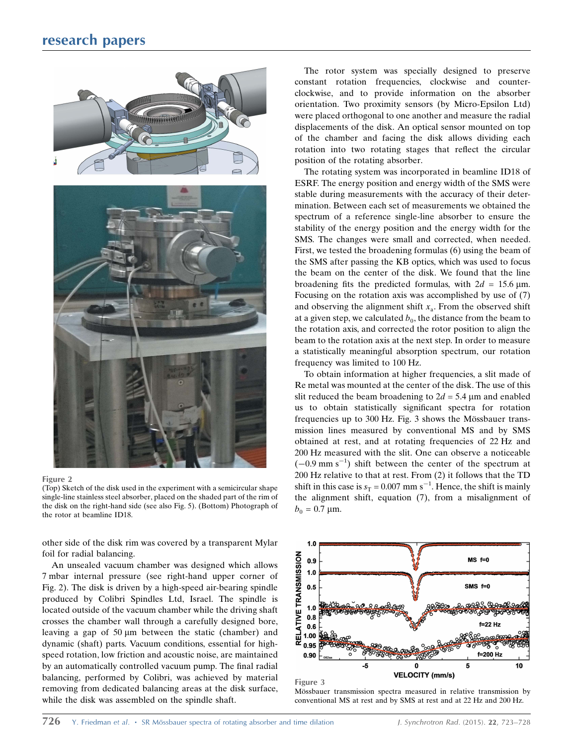Figure 2

(Top) Sketch of the disk used in the experiment with a semicircular shape single-line stainless steel absorber, placed on the shaded part of the rim of the disk on the right-hand side (see also Fig. 5). (Bottom) Photograph of the rotor at beamline ID18.

other side of the disk rim was covered by a transparent Mylar foil for radial balancing.

An unsealed vacuum chamber was designed which allows 7 mbar internal pressure (see right-hand upper corner of Fig. 2). The disk is driven by a high-speed air-bearing spindle produced by Colibri Spindles Ltd, Israel. The spindle is located outside of the vacuum chamber while the driving shaft crosses the chamber wall through a carefully designed bore, leaving a gap of 50 µm between the static (chamber) and dynamic (shaft) parts. Vacuum conditions, essential for high-speed rotation, low friction and acoustic noise, are maintained by an automatically controlled vacuum pump. The final radial balancing, performed by Colibri, was achieved by material removing from dedicated balancing areas at the disk surface, while the disk was assembled on the spindle shaft.

The rotor system was specially designed to preserve constant rotation frequencies, clockwise and counter-clockwise, and to provide information on the absorber orientation. Two proximity sensors (by Micro-Epsilon Ltd) were placed orthogonal to one another and measure the radial displacements of the disk. An optical sensor mounted on top of the chamber and facing the disk allows dividing each rotation into two rotating stages that reflect the circular position of the rotating absorber.

The rotating system was incorporated in beamline ID18 of ESRF. The energy position and energy width of the SMS were stable during measurements with the accuracy of their determination. Between each set of measurements we obtained the spectrum of a reference single-line absorber to ensure the stability of the energy position and the energy width for the SMS. The changes were small and corrected, when needed. First, we tested the broadening formulas (6) using the beam of the SMS after passing the KB optics, which was used to focus the beam on the center of the disk. We found that the line broadening fits the predicted formulas, with $2d$ = 15.6 µm. Focusing on the rotation axis was accomplished by use of (7) and observing the alignment shift $x_a$. From the observed shift at a given step, we calculated $b_0$, the distance from the beam to the rotation axis, and corrected the rotor position to align the beam to the rotation axis at the next step. In order to measure a statistically meaningful absorption spectrum, our rotation frequency was limited to 100 Hz.

To obtain information at higher frequencies, a slit made of Re metal was mounted at the center of the disk. The use of this slit reduced the beam broadening to $2d$ = 5.4 µm and enabled us to obtain statistically significant spectra for rotation frequencies up to 300 Hz. Fig. 3 shows the Mössbauer transmission lines measured by conventional MS and by SMS obtained at rest, and at rotating frequencies of 22 Hz and 200 Hz measured with the slit. One can observe a noticeable ($-0.9$ mm s$^{-1}$) shift between the center of the spectrum at 200 Hz relative to that at rest. From (2) it follows that the TD shift in this case is $s_T$ = 0.007 mm s$^{-1}$. Hence, the shift is mainly the alignment shift, equation (7), from a misalignment of $b_0$ = 0.7 µm.

Figure 3

Mössbauer transmission spectra measured in relative transmission by conventional MS at rest and by SMS at rest and at 22 Hz and 200 Hz.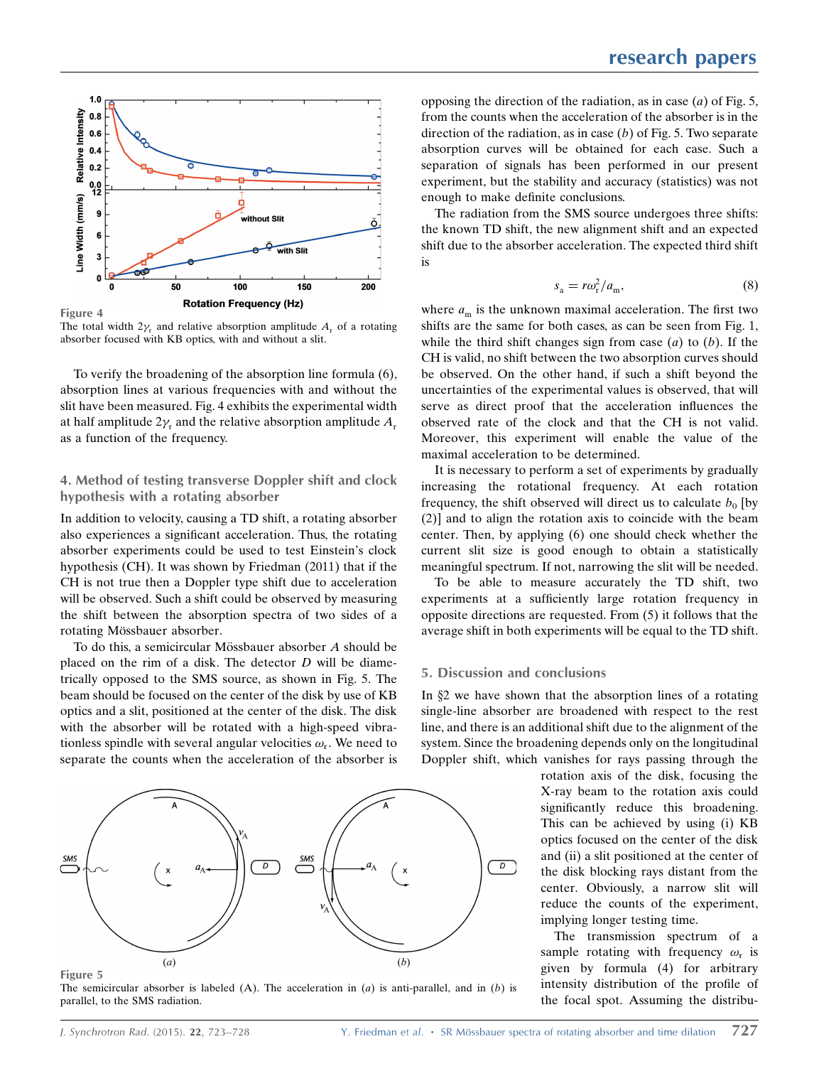Figure 4
The total width $2\gamma_r$ and relative absorption amplitude $A_r$ of a rotating absorber focused with KB optics, with and without a slit.

To verify the broadening of the absorption line formula (6), absorption lines at various frequencies with and without the slit have been measured. Fig. 4 exhibits the experimental width at half amplitude $2\gamma_r$ and the relative absorption amplitude $A_r$ as a function of the frequency.

## 4. Method of testing transverse Doppler shift and clock hypothesis with a rotating absorber

In addition to velocity, causing a TD shift, a rotating absorber also experiences a significant acceleration. Thus, the rotating absorber experiments could be used to test Einstein's clock hypothesis (CH). It was shown by Friedman (2011) that if the CH is not true then a Doppler type shift due to acceleration will be observed. Such a shift could be observed by measuring the shift between the absorption spectra of two sides of a rotating Mössbauer absorber.

To do this, a semicircular Mössbauer absorber *A* should be placed on the rim of a disk. The detector *D* will be diametrically opposed to the SMS source, as shown in Fig. 5. The beam should be focused on the center of the disk by use of KB optics and a slit, positioned at the center of the disk. The disk with the absorber will be rotated with a high-speed vibrationless spindle with several angular velocities $\omega_r$. We need to separate the counts when the acceleration of the absorber is opposing the direction of the radiation, as in case (*a*) of Fig. 5, from the counts when the acceleration of the absorber is in the direction of the radiation, as in case (*b*) of Fig. 5. Two separate absorption curves will be obtained for each case. Such a separation of signals has been performed in our present experiment, but the stability and accuracy (statistics) was not enough to make definite conclusions.

The radiation from the SMS source undergoes three shifts: the known TD shift, the new alignment shift and an expected shift due to the absorber acceleration. The expected third shift is

$$s_a = r\omega_r^2/a_m, \tag{8}$$

where $a_m$ is the unknown maximal acceleration. The first two shifts are the same for both cases, as can be seen from Fig. 1, while the third shift changes sign from case (*a*) to (*b*). If the CH is valid, no shift between the two absorption curves should be observed. On the other hand, if such a shift beyond the uncertainties of the experimental values is observed, that will serve as direct proof that the acceleration influences the observed rate of the clock and that the CH is not valid. Moreover, this experiment will enable the value of the maximal acceleration to be determined.

It is necessary to perform a set of experiments by gradually increasing the rotational frequency. At each rotation frequency, the shift observed will direct us to calculate $b_0$ [by (2)] and to align the rotation axis to coincide with the beam center. Then, by applying (6) one should check whether the current slit size is good enough to obtain a statistically meaningful spectrum. If not, narrowing the slit will be needed.

To be able to measure accurately the TD shift, two experiments at a sufficiently large rotation frequency in opposite directions are requested. From (5) it follows that the average shift in both experiments will be equal to the TD shift.

Figure 5
The semicircular absorber is labeled (A). The acceleration in (*a*) is anti-parallel, and in (*b*) is parallel, to the SMS radiation.

## 5. Discussion and conclusions

In §2 we have shown that the absorption lines of a rotating single-line absorber are broadened with respect to the rest line, and there is an additional shift due to the alignment of the system. Since the broadening depends only on the longitudinal Doppler shift, which vanishes for rays passing through the rotation axis of the disk, focusing the X-ray beam to the rotation axis could significantly reduce this broadening. This can be achieved by using (i) KB optics focused on the center of the disk and (ii) a slit positioned at the center of the disk blocking rays distant from the center. Obviously, a narrow slit will reduce the counts of the experiment, implying longer testing time.

The transmission spectrum of a sample rotating with frequency $\omega_r$ is given by formula (4) for arbitrary intensity distribution of the profile of the focal spot. Assuming the distribu-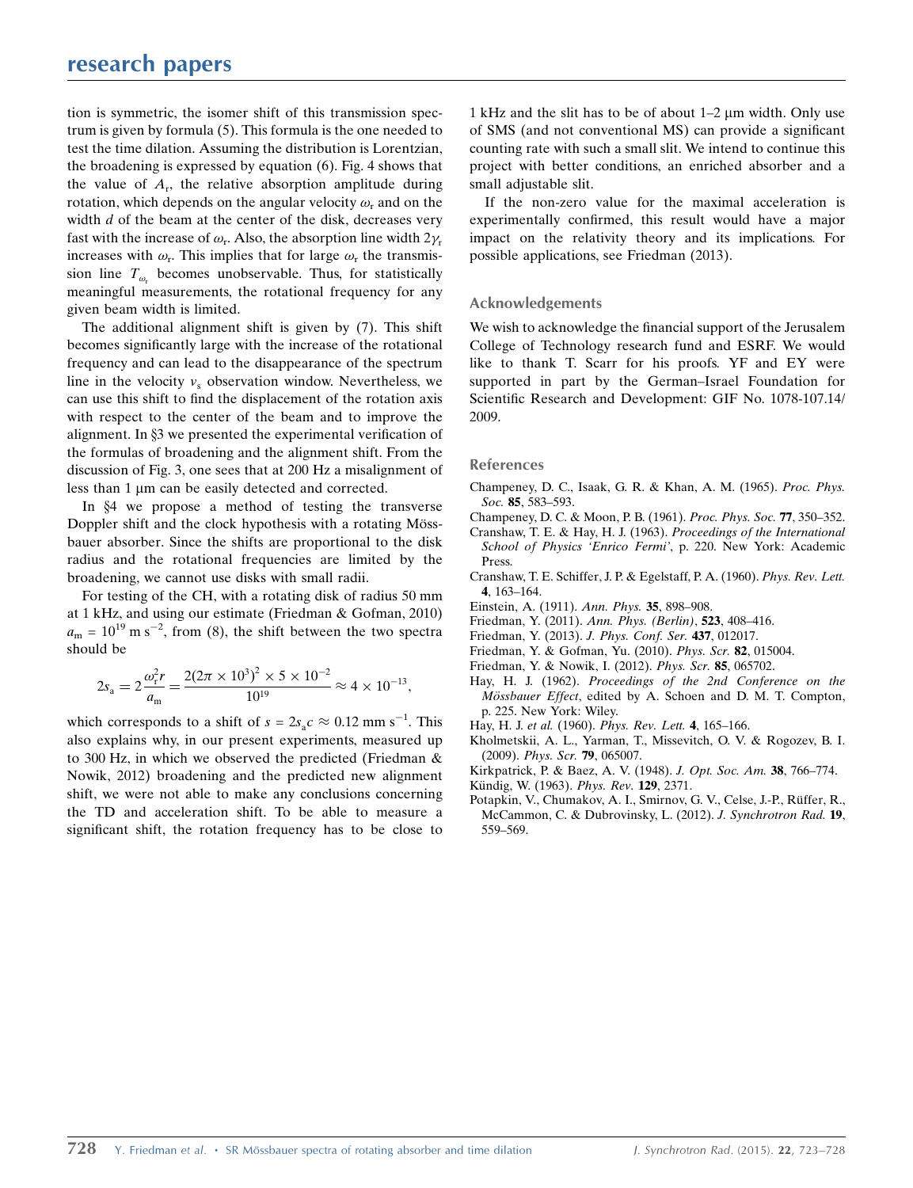tion is symmetric, the isomer shift of this transmission spectrum is given by formula (5). This formula is the one needed to test the time dilation. Assuming the distribution is Lorentzian, the broadening is expressed by equation (6). Fig. 4 shows that the value of $A_r$, the relative absorption amplitude during rotation, which depends on the angular velocity $\omega_r$ and on the width $d$ of the beam at the center of the disk, decreases very fast with the increase of $\omega_r$. Also, the absorption line width $2\gamma_r$ increases with $\omega_r$. This implies that for large $\omega_r$ the transmission line $T_{\omega_r}$ becomes unobservable. Thus, for statistically meaningful measurements, the rotational frequency for any given beam width is limited.

The additional alignment shift is given by (7). This shift becomes significantly large with the increase of the rotational frequency and can lead to the disappearance of the spectrum line in the velocity $v_s$ observation window. Nevertheless, we can use this shift to find the displacement of the rotation axis with respect to the center of the beam and to improve the alignment. In §3 we presented the experimental verification of the formulas of broadening and the alignment shift. From the discussion of Fig. 3, one sees that at 200 Hz a misalignment of less than 1 µm can be easily detected and corrected.

In §4 we propose a method of testing the transverse Doppler shift and the clock hypothesis with a rotating Mössbauer absorber. Since the shifts are proportional to the disk radius and the rotational frequencies are limited by the broadening, we cannot use disks with small radii.

For testing of the CH, with a rotating disk of radius 50 mm at 1 kHz, and using our estimate (Friedman & Gofman, 2010) $a_m = 10^{19}$ m s$^{-2}$, from (8), the shift between the two spectra should be

$$2s_a = 2\frac{\omega_r^2 r}{a_m} = \frac{2(2\pi \times 10^3)^2 \times 5 \times 10^{-2}}{10^{19}} \approx 4 \times 10^{-13},$$

which corresponds to a shift of $s = 2s_a c \approx 0.12$ mm s$^{-1}$. This also explains why, in our present experiments, measured up to 300 Hz, in which we observed the predicted (Friedman & Nowik, 2012) broadening and the predicted new alignment shift, we were not able to make any conclusions concerning the TD and acceleration shift. To be able to measure a significant shift, the rotation frequency has to be close to 1 kHz and the slit has to be of about 1–2 µm width. Only use of SMS (and not conventional MS) can provide a significant counting rate with such a small slit. We intend to continue this project with better conditions, an enriched absorber and a small adjustable slit.

If the non-zero value for the maximal acceleration is experimentally confirmed, this result would have a major impact on the relativity theory and its implications. For possible applications, see Friedman (2013).

## Acknowledgements

We wish to acknowledge the financial support of the Jerusalem College of Technology research fund and ESRF. We would like to thank T. Scarr for his proofs. YF and EY were supported in part by the German–Israel Foundation for Scientific Research and Development: GIF No. 1078-107.14/2009.

## References

Champeney, D. C., Isaak, G. R. & Khan, A. M. (1965). *Proc. Phys. Soc.* **85**, 583–593.

Champeney, D. C. & Moon, P. B. (1961). *Proc. Phys. Soc.* **77**, 350–352.

Cranshaw, T. E. & Hay, H. J. (1963). *Proceedings of the International School of Physics 'Enrico Fermi'*, p. 220. New York: Academic Press.

Cranshaw, T. E. Schiffer, J. P. & Egelstaff, P. A. (1960). *Phys. Rev. Lett.* **4**, 163–164.

Einstein, A. (1911). *Ann. Phys.* **35**, 898–908.

Friedman, Y. (2011). *Ann. Phys. (Berlin)*, **523**, 408–416.

Friedman, Y. (2013). *J. Phys. Conf. Ser.* **437**, 012017.

Friedman, Y. & Gofman, Yu. (2010). *Phys. Scr.* **82**, 015004.

Friedman, Y. & Nowik, I. (2012). *Phys. Scr.* **85**, 065702.

Hay, H. J. (1962). *Proceedings of the 2nd Conference on the Mössbauer Effect*, edited by A. Schoen and D. M. T. Compton, p. 225. New York: Wiley.

Hay, H. J. *et al.* (1960). *Phys. Rev. Lett.* **4**, 165–166.

Kholmetskii, A. L., Yarman, T., Missevitch, O. V. & Rogozev, B. I. (2009). *Phys. Scr.* **79**, 065007.

Kirkpatrick, P. & Baez, A. V. (1948). *J. Opt. Soc. Am.* **38**, 766–774.

Kündig, W. (1963). *Phys. Rev.* **129**, 2371.

Potapkin, V., Chumakov, A. I., Smirnov, G. V., Celse, J.-P., Rüffer, R., McCammon, C. & Dubrovinsky, L. (2012). *J. Synchrotron Rad.* **19**, 559–569.